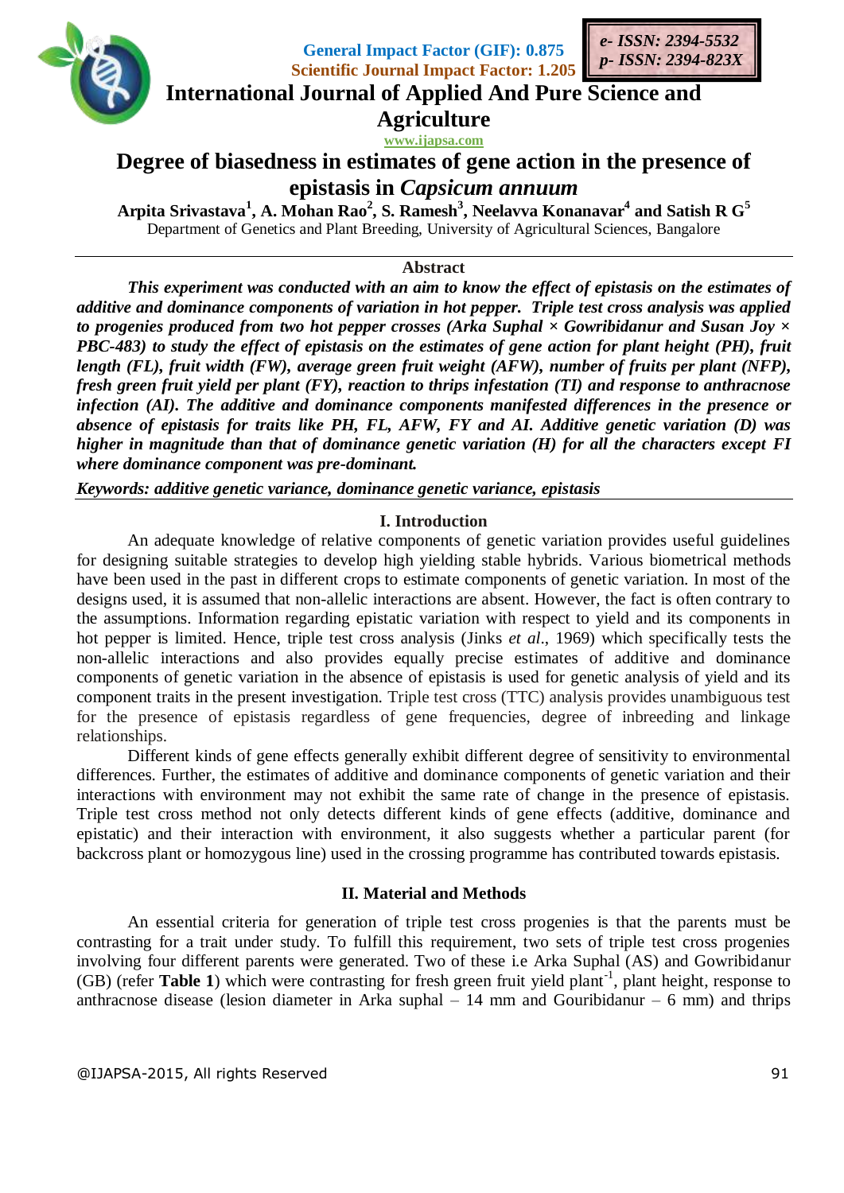General Impact Factor (GIF): 0.875
Scientific Journal Impact Factor: 1.205

*e- ISSN: 2394-5532*
*p- ISSN: 2394-823X*

**International Journal of Applied And Pure Science and Agriculture**

www.ijapsa.com

# Degree of biasedness in estimates of gene action in the presence of epistasis in *Capsicum annuum*

**Arpita Srivastava[1], A. Mohan Rao[2], S. Ramesh[3], Neelavva Konanavar[4] and Satish R G[5]**

Department of Genetics and Plant Breeding, University of Agricultural Sciences, Bangalore

## Abstract

***This experiment was conducted with an aim to know the effect of epistasis on the estimates of additive and dominance components of variation in hot pepper. Triple test cross analysis was applied to progenies produced from two hot pepper crosses (Arka Suphal × Gowribidanur and Susan Joy × PBC-483) to study the effect of epistasis on the estimates of gene action for plant height (PH), fruit length (FL), fruit width (FW), average green fruit weight (AFW), number of fruits per plant (NFP), fresh green fruit yield per plant (FY), reaction to thrips infestation (TI) and response to anthracnose infection (AI). The additive and dominance components manifested differences in the presence or absence of epistasis for traits like PH, FL, AFW, FY and AI. Additive genetic variation (D) was higher in magnitude than that of dominance genetic variation (H) for all the characters except FI where dominance component was pre-dominant.***

***Keywords: additive genetic variance, dominance genetic variance, epistasis***

## I. Introduction

An adequate knowledge of relative components of genetic variation provides useful guidelines for designing suitable strategies to develop high yielding stable hybrids. Various biometrical methods have been used in the past in different crops to estimate components of genetic variation. In most of the designs used, it is assumed that non-allelic interactions are absent. However, the fact is often contrary to the assumptions. Information regarding epistatic variation with respect to yield and its components in hot pepper is limited. Hence, triple test cross analysis (Jinks *et al*., 1969) which specifically tests the non-allelic interactions and also provides equally precise estimates of additive and dominance components of genetic variation in the absence of epistasis is used for genetic analysis of yield and its component traits in the present investigation. Triple test cross (TTC) analysis provides unambiguous test for the presence of epistasis regardless of gene frequencies, degree of inbreeding and linkage relationships.

Different kinds of gene effects generally exhibit different degree of sensitivity to environmental differences. Further, the estimates of additive and dominance components of genetic variation and their interactions with environment may not exhibit the same rate of change in the presence of epistasis. Triple test cross method not only detects different kinds of gene effects (additive, dominance and epistatic) and their interaction with environment, it also suggests whether a particular parent (for backcross plant or homozygous line) used in the crossing programme has contributed towards epistasis.

## II. Material and Methods

An essential criteria for generation of triple test cross progenies is that the parents must be contrasting for a trait under study. To fulfill this requirement, two sets of triple test cross progenies involving four different parents were generated. Two of these i.e Arka Suphal (AS) and Gowribidanur (GB) (refer **Table 1**) which were contrasting for fresh green fruit yield plant$^{-1}$, plant height, response to anthracnose disease (lesion diameter in Arka suphal – 14 mm and Gouribidanur – 6 mm) and thrips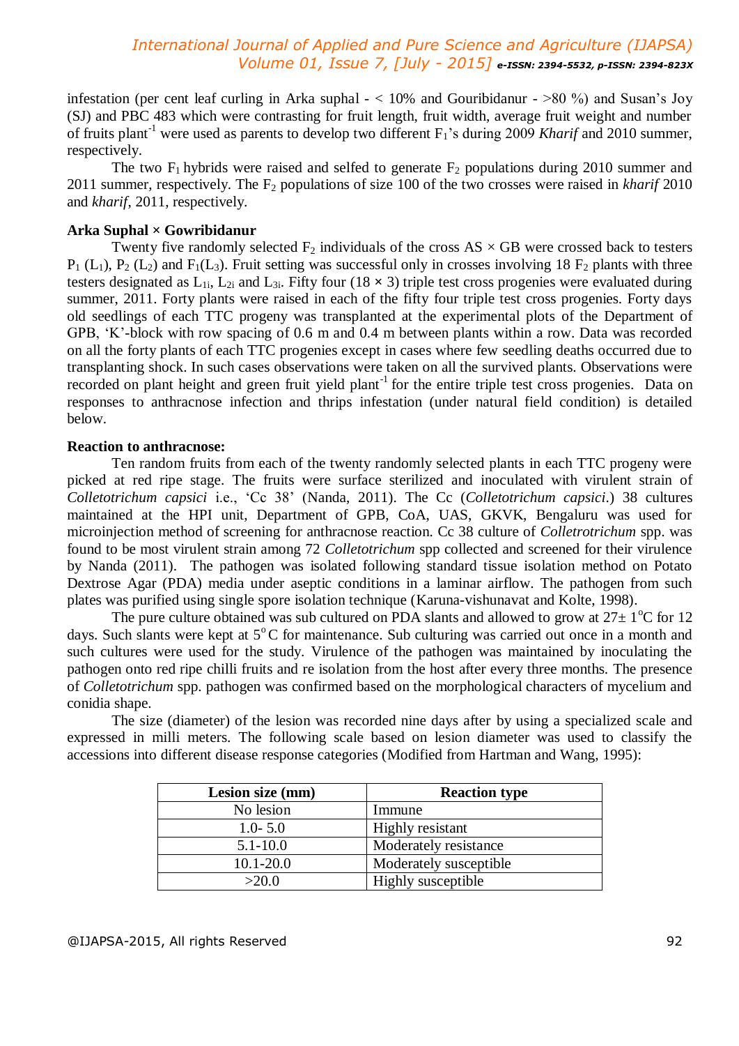infestation (per cent leaf curling in Arka suphal - < 10% and Gouribidanur - >80 %) and Susan's Joy (SJ) and PBC 483 which were contrasting for fruit length, fruit width, average fruit weight and number of fruits plant$^{-1}$ were used as parents to develop two different $F_1$'s during 2009 *Kharif* and 2010 summer, respectively.

The two $F_1$ hybrids were raised and selfed to generate $F_2$ populations during 2010 summer and 2011 summer, respectively. The $F_2$ populations of size 100 of the two crosses were raised in *kharif* 2010 and *kharif*, 2011, respectively.

**Arka Suphal × Gowribidanur**

Twenty five randomly selected $F_2$ individuals of the cross AS × GB were crossed back to testers $P_1$ ($L_1$), $P_2$ ($L_2$) and $F_1$($L_3$). Fruit setting was successful only in crosses involving 18 $F_2$ plants with three testers designated as $L_{1i}$, $L_{2i}$ and $L_{3i}$. Fifty four (18 × 3) triple test cross progenies were evaluated during summer, 2011. Forty plants were raised in each of the fifty four triple test cross progenies. Forty days old seedlings of each TTC progeny was transplanted at the experimental plots of the Department of GPB, 'K'-block with row spacing of 0.6 m and 0.4 m between plants within a row. Data was recorded on all the forty plants of each TTC progenies except in cases where few seedling deaths occurred due to transplanting shock. In such cases observations were taken on all the survived plants. Observations were recorded on plant height and green fruit yield plant$^{-1}$ for the entire triple test cross progenies. Data on responses to anthracnose infection and thrips infestation (under natural field condition) is detailed below.

**Reaction to anthracnose:**

Ten random fruits from each of the twenty randomly selected plants in each TTC progeny were picked at red ripe stage. The fruits were surface sterilized and inoculated with virulent strain of *Colletotrichum capsici* i.e., 'Cc 38' (Nanda, 2011). The Cc (*Colletotrichum capsici*.) 38 cultures maintained at the HPI unit, Department of GPB, CoA, UAS, GKVK, Bengaluru was used for microinjection method of screening for anthracnose reaction. Cc 38 culture of *Colletrotrichum* spp. was found to be most virulent strain among 72 *Colletotrichum* spp collected and screened for their virulence by Nanda (2011). The pathogen was isolated following standard tissue isolation method on Potato Dextrose Agar (PDA) media under aseptic conditions in a laminar airflow. The pathogen from such plates was purified using single spore isolation technique (Karuna-vishunavat and Kolte, 1998).

The pure culture obtained was sub cultured on PDA slants and allowed to grow at 27± 1°C for 12 days. Such slants were kept at 5°C for maintenance. Sub culturing was carried out once in a month and such cultures were used for the study. Virulence of the pathogen was maintained by inoculating the pathogen onto red ripe chilli fruits and re isolation from the host after every three months. The presence of *Colletotrichum* spp. pathogen was confirmed based on the morphological characters of mycelium and conidia shape.

The size (diameter) of the lesion was recorded nine days after by using a specialized scale and expressed in milli meters. The following scale based on lesion diameter was used to classify the accessions into different disease response categories (Modified from Hartman and Wang, 1995):

| Lesion size (mm) | Reaction type |
|---|---|
| No lesion | Immune |
| 1.0- 5.0 | Highly resistant |
| 5.1-10.0 | Moderately resistance |
| 10.1-20.0 | Moderately susceptible |
| >20.0 | Highly susceptible |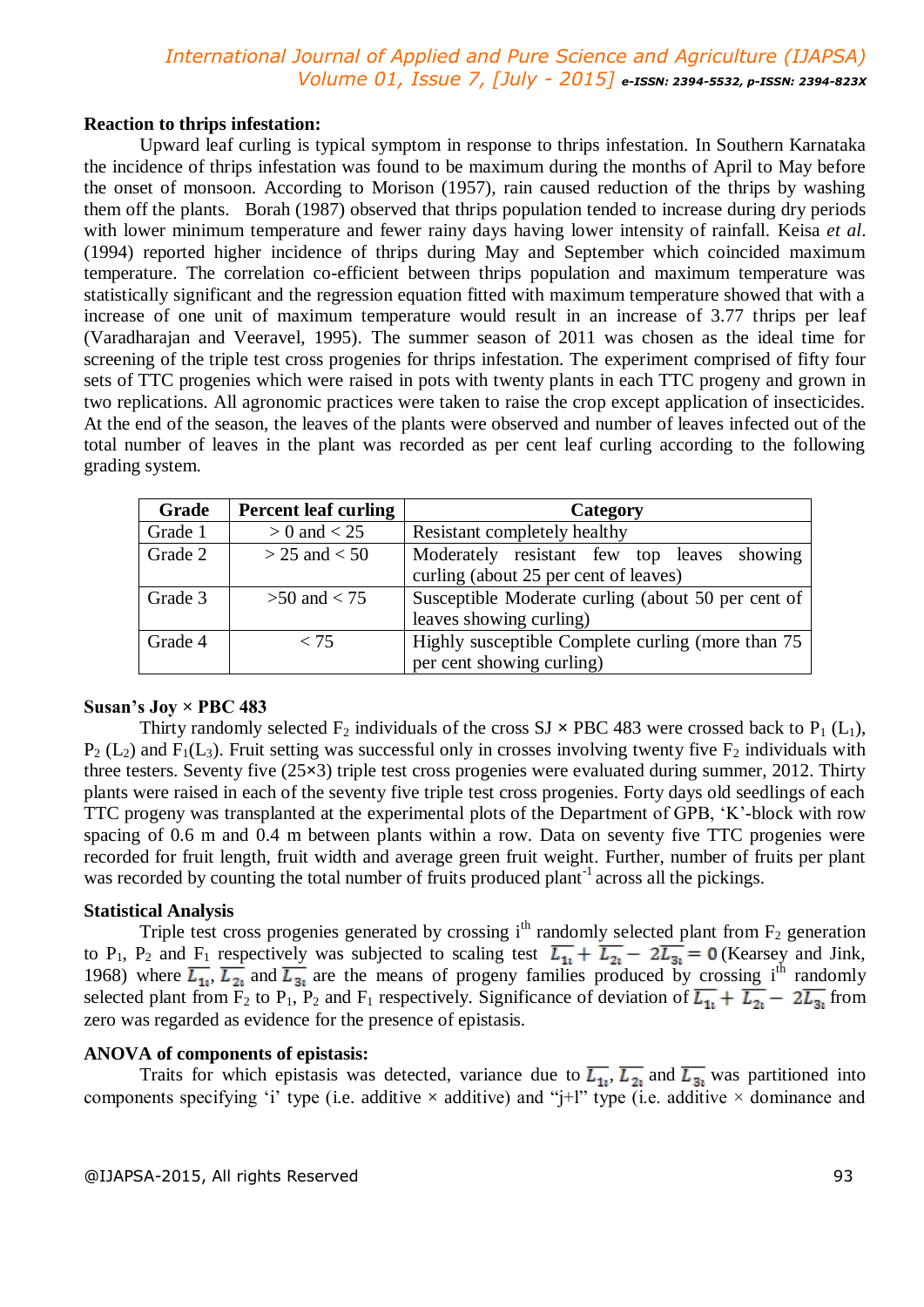**Reaction to thrips infestation:**

Upward leaf curling is typical symptom in response to thrips infestation. In Southern Karnataka the incidence of thrips infestation was found to be maximum during the months of April to May before the onset of monsoon. According to Morison (1957), rain caused reduction of the thrips by washing them off the plants. Borah (1987) observed that thrips population tended to increase during dry periods with lower minimum temperature and fewer rainy days having lower intensity of rainfall. Keisa *et al.* (1994) reported higher incidence of thrips during May and September which coincided maximum temperature. The correlation co-efficient between thrips population and maximum temperature was statistically significant and the regression equation fitted with maximum temperature showed that with a increase of one unit of maximum temperature would result in an increase of 3.77 thrips per leaf (Varadharajan and Veeravel, 1995). The summer season of 2011 was chosen as the ideal time for screening of the triple test cross progenies for thrips infestation. The experiment comprised of fifty four sets of TTC progenies which were raised in pots with twenty plants in each TTC progeny and grown in two replications. All agronomic practices were taken to raise the crop except application of insecticides. At the end of the season, the leaves of the plants were observed and number of leaves infected out of the total number of leaves in the plant was recorded as per cent leaf curling according to the following grading system.

| Grade | Percent leaf curling | Category |
|---|---|---|
| Grade 1 | > 0 and < 25 | Resistant completely healthy |
| Grade 2 | > 25 and < 50 | Moderately resistant few top leaves showing curling (about 25 per cent of leaves) |
| Grade 3 | >50 and < 75 | Susceptible Moderate curling (about 50 per cent of leaves showing curling) |
| Grade 4 | < 75 | Highly susceptible Complete curling (more than 75 per cent showing curling) |

**Susan's Joy × PBC 483**

Thirty randomly selected $F_2$ individuals of the cross SJ × PBC 483 were crossed back to $P_1$ ($L_1$), $P_2$ ($L_2$) and $F_1$($L_3$). Fruit setting was successful only in crosses involving twenty five $F_2$ individuals with three testers. Seventy five (25×3) triple test cross progenies were evaluated during summer, 2012. Thirty plants were raised in each of the seventy five triple test cross progenies. Forty days old seedlings of each TTC progeny was transplanted at the experimental plots of the Department of GPB, 'K'-block with row spacing of 0.6 m and 0.4 m between plants within a row. Data on seventy five TTC progenies were recorded for fruit length, fruit width and average green fruit weight. Further, number of fruits per plant was recorded by counting the total number of fruits produced plant$^{-1}$ across all the pickings.

**Statistical Analysis**

Triple test cross progenies generated by crossing i$^{th}$ randomly selected plant from $F_2$ generation to $P_1$, $P_2$ and $F_1$ respectively was subjected to scaling test $\overline{L_{1_i}} + \overline{L_{2_i}} - 2\overline{L_{3_i}} = 0$ (Kearsey and Jink, 1968) where $\overline{L_{1_i}}$, $\overline{L_{2_i}}$ and $\overline{L_{3_i}}$ are the means of progeny families produced by crossing i$^{th}$ randomly selected plant from $F_2$ to $P_1$, $P_2$ and $F_1$ respectively. Significance of deviation of $\overline{L_{1_i}} + \overline{L_{2_i}} - 2\overline{L_{3_i}}$ from zero was regarded as evidence for the presence of epistasis.

**ANOVA of components of epistasis:**

Traits for which epistasis was detected, variance due to $\overline{L_{1_i}}$, $\overline{L_{2_i}}$ and $\overline{L_{3_i}}$ was partitioned into components specifying 'i' type (i.e. additive × additive) and "j+l" type (i.e. additive × dominance and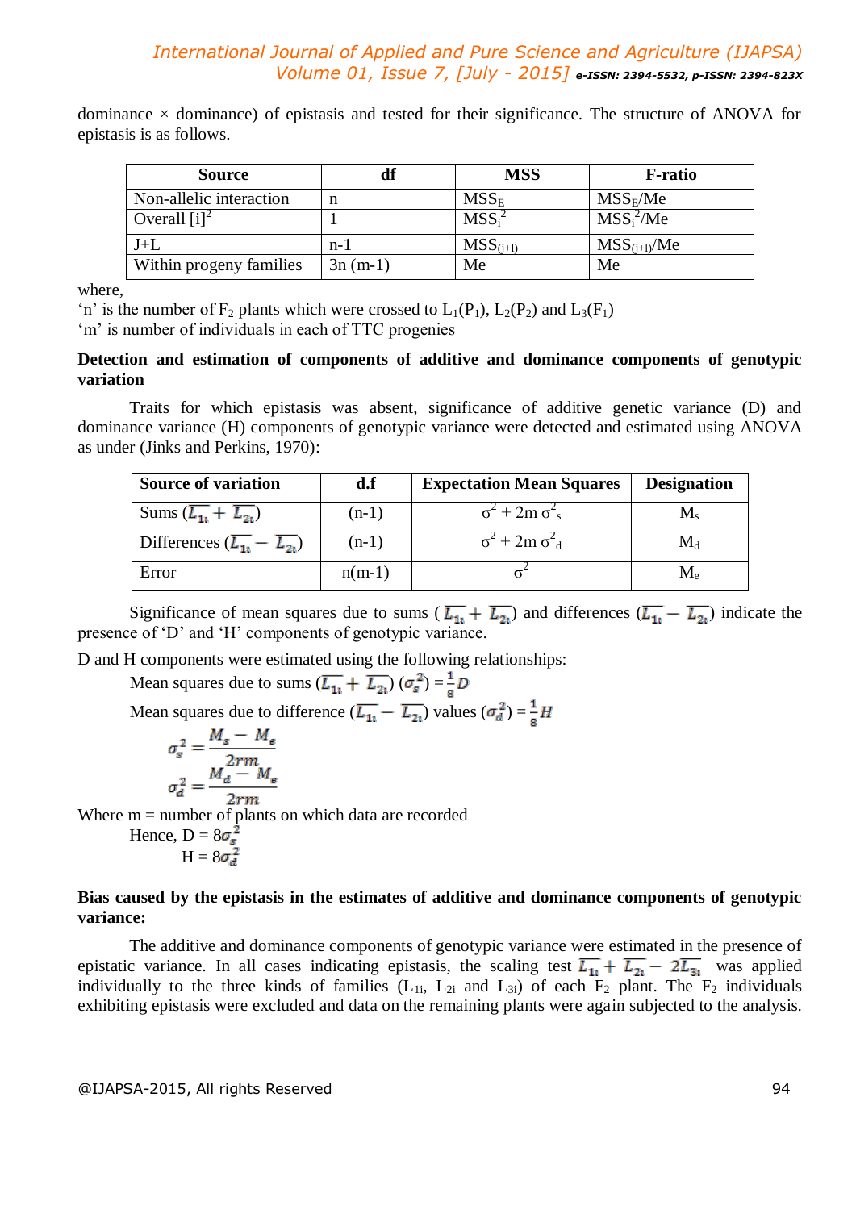dominance × dominance) of epistasis and tested for their significance. The structure of ANOVA for epistasis is as follows.

| Source | df | MSS | F-ratio |
|---|---|---|---|
| Non-allelic interaction | n | $MSS_E$ | $MSS_E$/Me |
| Overall $[i]^2$ | 1 | $MSS_i^2$ | $MSS_i^2$/Me |
| J+L | n-1 | $MSS_{(j+l)}$ | $MSS_{(j+l)}$/Me |
| Within progeny families | 3n (m-1) | Me | Me |

where,

'n' is the number of $F_2$ plants which were crossed to $L_1(P_1)$, $L_2(P_2)$ and $L_3(F_1)$

'm' is number of individuals in each of TTC progenies

**Detection and estimation of components of additive and dominance components of genotypic variation**

Traits for which epistasis was absent, significance of additive genetic variance (D) and dominance variance (H) components of genotypic variance were detected and estimated using ANOVA as under (Jinks and Perkins, 1970):

| Source of variation | d.f | Expectation Mean Squares | Designation |
|---|---|---|---|
| Sums ($\overline{L_{1i}} + \overline{L_{2i}}$) | (n-1) | $\sigma^2 + 2m\,\sigma^2_s$ | $M_s$ |
| Differences ($\overline{L_{1i}} - \overline{L_{2i}}$) | (n-1) | $\sigma^2 + 2m\,\sigma^2_d$ | $M_d$ |
| Error | n(m-1) | $\sigma^2$ | $M_e$ |

Significance of mean squares due to sums ($\overline{L_{1i}} + \overline{L_{2i}}$) and differences ($\overline{L_{1i}} - \overline{L_{2i}}$) indicate the presence of 'D' and 'H' components of genotypic variance.

D and H components were estimated using the following relationships:

Mean squares due to sums ($\overline{L_{1i}} + \overline{L_{2i}}$) ($\sigma_s^2$) $= \frac{1}{8}D$

Mean squares due to difference ($\overline{L_{1i}} - \overline{L_{2i}}$) values ($\sigma_d^2$) $= \frac{1}{8}H$

$$\sigma_s^2 = \frac{M_s - M_e}{2rm}$$

$$\sigma_d^2 = \frac{M_d - M_e}{2rm}$$

Where m = number of plants on which data are recorded

Hence, $D = 8\sigma_s^2$

$H = 8\sigma_d^2$

**Bias caused by the epistasis in the estimates of additive and dominance components of genotypic variance:**

The additive and dominance components of genotypic variance were estimated in the presence of epistatic variance. In all cases indicating epistasis, the scaling test $\overline{L_{1i}} + \overline{L_{2i}} - 2\overline{L_{3i}}$ was applied individually to the three kinds of families ($L_{1i}$, $L_{2i}$ and $L_{3i}$) of each $F_2$ plant. The $F_2$ individuals exhibiting epistasis were excluded and data on the remaining plants were again subjected to the analysis.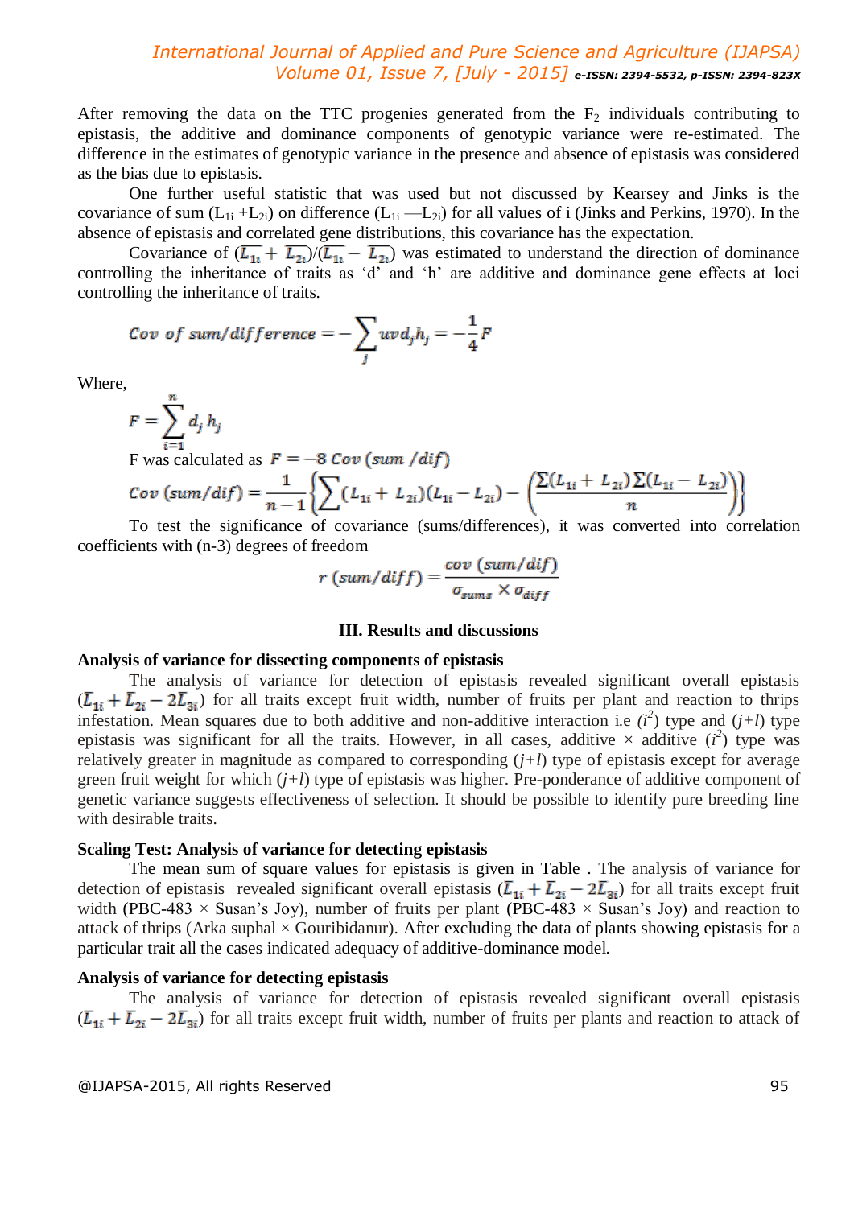After removing the data on the TTC progenies generated from the $F_2$ individuals contributing to epistasis, the additive and dominance components of genotypic variance were re-estimated. The difference in the estimates of genotypic variance in the presence and absence of epistasis was considered as the bias due to epistasis.

One further useful statistic that was used but not discussed by Kearsey and Jinks is the covariance of sum ($L_{1i}+L_{2i}$) on difference ($L_{1i}$ —$L_{2i}$) for all values of i (Jinks and Perkins, 1970). In the absence of epistasis and correlated gene distributions, this covariance has the expectation.

Covariance of ($\overline{L_{1i}}+\overline{L_{2i}}$)/($\overline{L_{1i}}-\overline{L_{2i}}$) was estimated to understand the direction of dominance controlling the inheritance of traits as 'd' and 'h' are additive and dominance gene effects at loci controlling the inheritance of traits.

$$Cov\ of\ sum/difference = -\sum_j uvd_j h_j = -\frac{1}{4}F$$

Where,

$$F = \sum_{i=1}^{n} d_j h_j$$

F was calculated as $F = -8\ Cov\ (sum/dif)$

$$Cov\ (sum/dif) = \frac{1}{n-1}\left\{\sum(L_{1i}+L_{2i})(L_{1i}-L_{2i}) - \left(\frac{\sum(L_{1i}+L_{2i})\sum(L_{1i}-L_{2i})}{n}\right)\right\}$$

To test the significance of covariance (sums/differences), it was converted into correlation coefficients with (n-3) degrees of freedom

$$r\ (sum/diff) = \frac{cov\ (sum/dif)}{\sigma_{sums} \times \sigma_{diff}}$$

## III. Results and discussions

### Analysis of variance for dissecting components of epistasis

The analysis of variance for detection of epistasis revealed significant overall epistasis ($\overline{L}_{1i}+\overline{L}_{2i}-2\overline{L}_{3i}$) for all traits except fruit width, number of fruits per plant and reaction to thrips infestation. Mean squares due to both additive and non-additive interaction i.e ($i^2$) type and ($j+l$) type epistasis was significant for all the traits. However, in all cases, additive × additive ($i^2$) type was relatively greater in magnitude as compared to corresponding ($j+l$) type of epistasis except for average green fruit weight for which ($j+l$) type of epistasis was higher. Pre-ponderance of additive component of genetic variance suggests effectiveness of selection. It should be possible to identify pure breeding line with desirable traits.

### Scaling Test: Analysis of variance for detecting epistasis

The mean sum of square values for epistasis is given in Table . The analysis of variance for detection of epistasis revealed significant overall epistasis ($\overline{L}_{1i}+\overline{L}_{2i}-2\overline{L}_{3i}$) for all traits except fruit width (PBC-483 × Susan's Joy), number of fruits per plant (PBC-483 × Susan's Joy) and reaction to attack of thrips (Arka suphal × Gouribidanur). After excluding the data of plants showing epistasis for a particular trait all the cases indicated adequacy of additive-dominance model.

### Analysis of variance for detecting epistasis

The analysis of variance for detection of epistasis revealed significant overall epistasis ($\overline{L}_{1i}+\overline{L}_{2i}-2\overline{L}_{3i}$) for all traits except fruit width, number of fruits per plants and reaction to attack of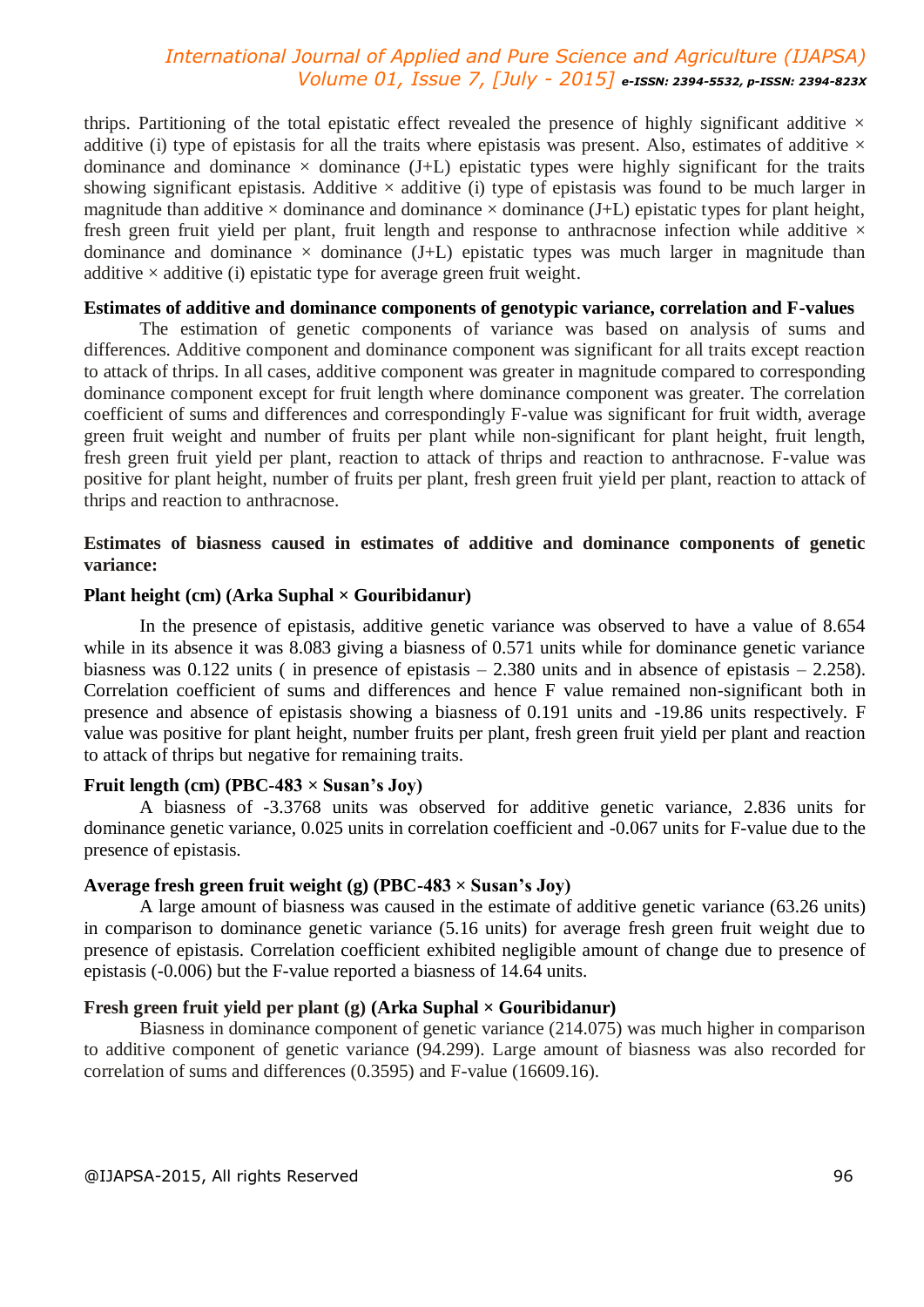thrips. Partitioning of the total epistatic effect revealed the presence of highly significant additive × additive (i) type of epistasis for all the traits where epistasis was present. Also, estimates of additive × dominance and dominance × dominance (J+L) epistatic types were highly significant for the traits showing significant epistasis. Additive × additive (i) type of epistasis was found to be much larger in magnitude than additive × dominance and dominance × dominance (J+L) epistatic types for plant height, fresh green fruit yield per plant, fruit length and response to anthracnose infection while additive × dominance and dominance × dominance (J+L) epistatic types was much larger in magnitude than additive × additive (i) epistatic type for average green fruit weight.

**Estimates of additive and dominance components of genotypic variance, correlation and F-values**

The estimation of genetic components of variance was based on analysis of sums and differences. Additive component and dominance component was significant for all traits except reaction to attack of thrips. In all cases, additive component was greater in magnitude compared to corresponding dominance component except for fruit length where dominance component was greater. The correlation coefficient of sums and differences and correspondingly F-value was significant for fruit width, average green fruit weight and number of fruits per plant while non-significant for plant height, fruit length, fresh green fruit yield per plant, reaction to attack of thrips and reaction to anthracnose. F-value was positive for plant height, number of fruits per plant, fresh green fruit yield per plant, reaction to attack of thrips and reaction to anthracnose.

**Estimates of biasness caused in estimates of additive and dominance components of genetic variance:**

**Plant height (cm) (Arka Suphal × Gouribidanur)**

In the presence of epistasis, additive genetic variance was observed to have a value of 8.654 while in its absence it was 8.083 giving a biasness of 0.571 units while for dominance genetic variance biasness was 0.122 units ( in presence of epistasis – 2.380 units and in absence of epistasis – 2.258). Correlation coefficient of sums and differences and hence F value remained non-significant both in presence and absence of epistasis showing a biasness of 0.191 units and -19.86 units respectively. F value was positive for plant height, number fruits per plant, fresh green fruit yield per plant and reaction to attack of thrips but negative for remaining traits.

**Fruit length (cm) (PBC-483 × Susan's Joy)**

A biasness of -3.3768 units was observed for additive genetic variance, 2.836 units for dominance genetic variance, 0.025 units in correlation coefficient and -0.067 units for F-value due to the presence of epistasis.

**Average fresh green fruit weight (g) (PBC-483 × Susan's Joy)**

A large amount of biasness was caused in the estimate of additive genetic variance (63.26 units) in comparison to dominance genetic variance (5.16 units) for average fresh green fruit weight due to presence of epistasis. Correlation coefficient exhibited negligible amount of change due to presence of epistasis (-0.006) but the F-value reported a biasness of 14.64 units.

**Fresh green fruit yield per plant (g) (Arka Suphal × Gouribidanur)**

Biasness in dominance component of genetic variance (214.075) was much higher in comparison to additive component of genetic variance (94.299). Large amount of biasness was also recorded for correlation of sums and differences (0.3595) and F-value (16609.16).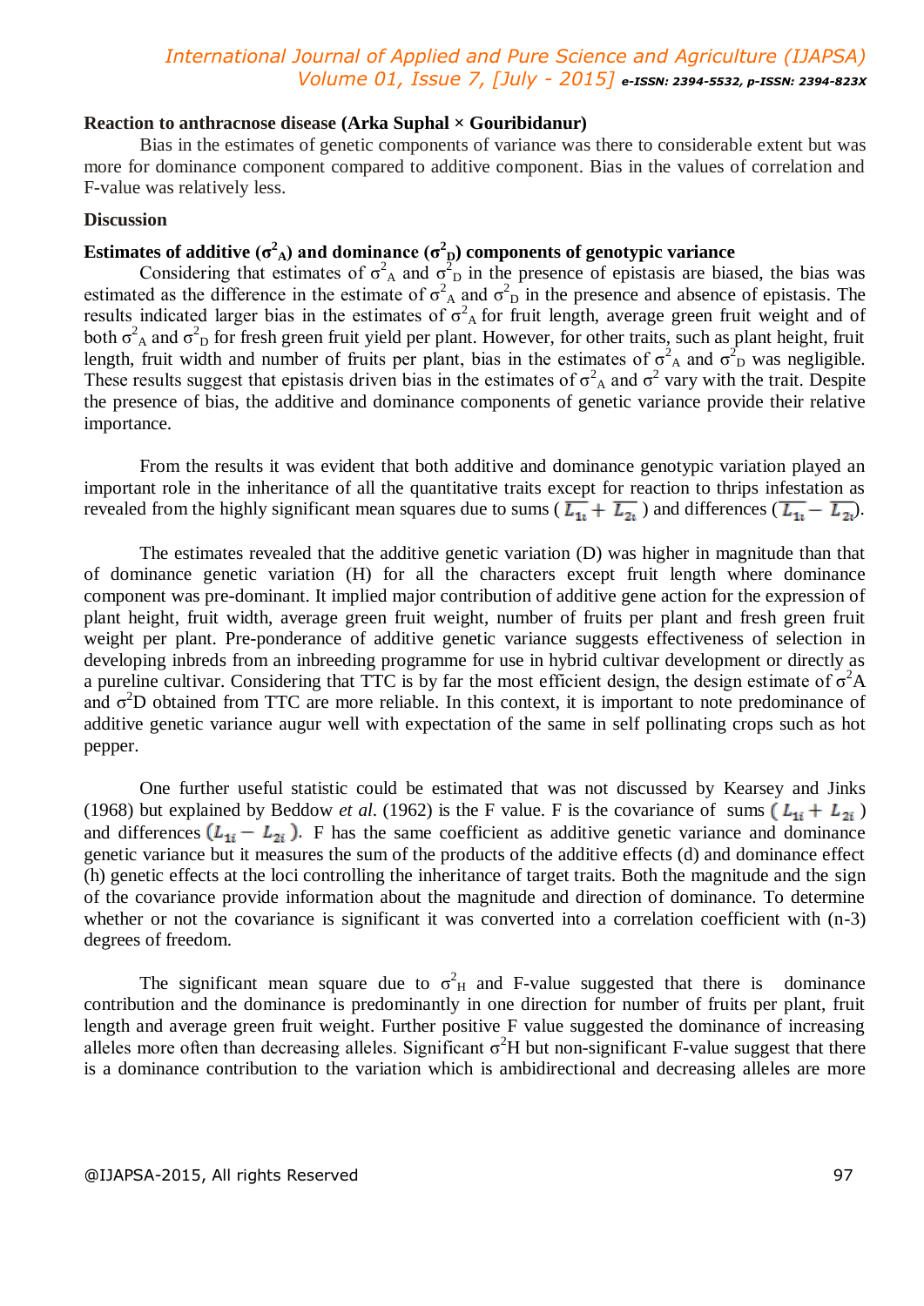**Reaction to anthracnose disease (Arka Suphal × Gouribidanur)**

Bias in the estimates of genetic components of variance was there to considerable extent but was more for dominance component compared to additive component. Bias in the values of correlation and F-value was relatively less.

## Discussion

### Estimates of additive ($\sigma^2_A$) and dominance ($\sigma^2_D$) components of genotypic variance

Considering that estimates of $\sigma^2_A$ and $\sigma^2_D$ in the presence of epistasis are biased, the bias was estimated as the difference in the estimate of $\sigma^2_A$ and $\sigma^2_D$ in the presence and absence of epistasis. The results indicated larger bias in the estimates of $\sigma^2_A$ for fruit length, average green fruit weight and of both $\sigma^2_A$ and $\sigma^2_D$ for fresh green fruit yield per plant. However, for other traits, such as plant height, fruit length, fruit width and number of fruits per plant, bias in the estimates of $\sigma^2_A$ and $\sigma^2_D$ was negligible. These results suggest that epistasis driven bias in the estimates of $\sigma^2_A$ and $\sigma^2$ vary with the trait. Despite the presence of bias, the additive and dominance components of genetic variance provide their relative importance.

From the results it was evident that both additive and dominance genotypic variation played an important role in the inheritance of all the quantitative traits except for reaction to thrips infestation as revealed from the highly significant mean squares due to sums ( $\overline{L_{1i}} + \overline{L_{2i}}$ ) and differences ($\overline{L_{1i}} - \overline{L_{2i}}$).

The estimates revealed that the additive genetic variation (D) was higher in magnitude than that of dominance genetic variation (H) for all the characters except fruit length where dominance component was pre-dominant. It implied major contribution of additive gene action for the expression of plant height, fruit width, average green fruit weight, number of fruits per plant and fresh green fruit weight per plant. Pre-ponderance of additive genetic variance suggests effectiveness of selection in developing inbreds from an inbreeding programme for use in hybrid cultivar development or directly as a pureline cultivar. Considering that TTC is by far the most efficient design, the design estimate of $\sigma^2$A and $\sigma^2$D obtained from TTC are more reliable. In this context, it is important to note predominance of additive genetic variance augur well with expectation of the same in self pollinating crops such as hot pepper.

One further useful statistic could be estimated that was not discussed by Kearsey and Jinks (1968) but explained by Beddow *et al*. (1962) is the F value. F is the covariance of sums ( $L_{1i} + L_{2i}$ ) and differences ($L_{1i} - L_{2i}$ ). F has the same coefficient as additive genetic variance and dominance genetic variance but it measures the sum of the products of the additive effects (d) and dominance effect (h) genetic effects at the loci controlling the inheritance of target traits. Both the magnitude and the sign of the covariance provide information about the magnitude and direction of dominance. To determine whether or not the covariance is significant it was converted into a correlation coefficient with (n-3) degrees of freedom.

The significant mean square due to $\sigma^2_H$ and F-value suggested that there is dominance contribution and the dominance is predominantly in one direction for number of fruits per plant, fruit length and average green fruit weight. Further positive F value suggested the dominance of increasing alleles more often than decreasing alleles. Significant $\sigma^2$H but non-significant F-value suggest that there is a dominance contribution to the variation which is ambidirectional and decreasing alleles are more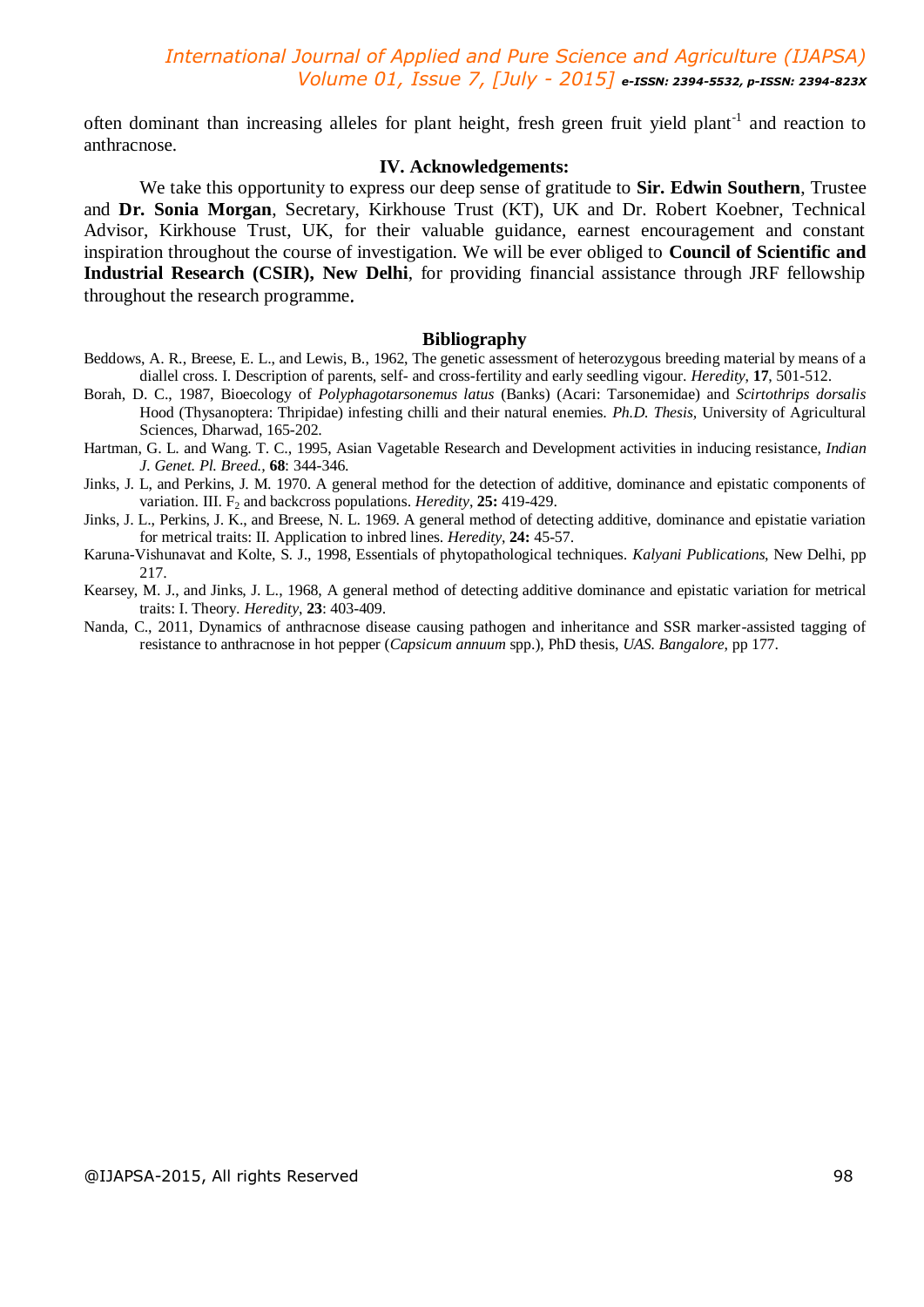often dominant than increasing alleles for plant height, fresh green fruit yield plant$^{-1}$ and reaction to anthracnose.

## IV. Acknowledgements:

We take this opportunity to express our deep sense of gratitude to **Sir. Edwin Southern**, Trustee and **Dr. Sonia Morgan**, Secretary, Kirkhouse Trust (KT), UK and Dr. Robert Koebner, Technical Advisor, Kirkhouse Trust, UK, for their valuable guidance, earnest encouragement and constant inspiration throughout the course of investigation. We will be ever obliged to **Council of Scientific and Industrial Research (CSIR), New Delhi**, for providing financial assistance through JRF fellowship throughout the research programme.

## Bibliography

Beddows, A. R., Breese, E. L., and Lewis, B., 1962, The genetic assessment of heterozygous breeding material by means of a diallel cross. I. Description of parents, self- and cross-fertility and early seedling vigour. *Heredity*, **17**, 501-512.

Borah, D. C., 1987, Bioecology of *Polyphagotarsonemus latus* (Banks) (Acari: Tarsonemidae) and *Scirtothrips dorsalis* Hood (Thysanoptera: Thripidae) infesting chilli and their natural enemies. *Ph.D. Thesis*, University of Agricultural Sciences, Dharwad, 165-202.

Hartman, G. L. and Wang. T. C., 1995, Asian Vagetable Research and Development activities in inducing resistance, *Indian J. Genet. Pl. Breed.*, **68**: 344-346.

Jinks, J. L, and Perkins, J. M. 1970. A general method for the detection of additive, dominance and epistatic components of variation. III. $F_2$ and backcross populations. *Heredity*, **25:** 419-429.

Jinks, J. L., Perkins, J. K., and Breese, N. L. 1969. A general method of detecting additive, dominance and epistatie variation for metrical traits: II. Application to inbred lines. *Heredity*, **24:** 45-57.

Karuna-Vishunavat and Kolte, S. J., 1998, Essentials of phytopathological techniques. *Kalyani Publications*, New Delhi, pp 217.

Kearsey, M. J., and Jinks, J. L., 1968, A general method of detecting additive dominance and epistatic variation for metrical traits: I. Theory. *Heredity*, **23**: 403-409.

Nanda, C., 2011, Dynamics of anthracnose disease causing pathogen and inheritance and SSR marker-assisted tagging of resistance to anthracnose in hot pepper (*Capsicum annuum* spp.), PhD thesis, *UAS. Bangalore*, pp 177.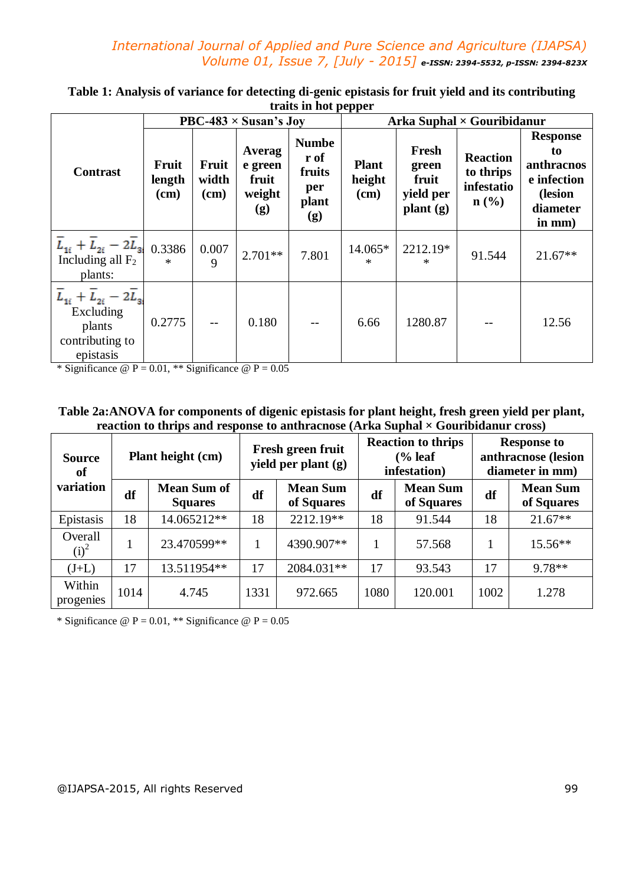**Table 1: Analysis of variance for detecting di-genic epistasis for fruit yield and its contributing traits in hot pepper**

| Contrast | PBC-483 × Susan's Joy | | | | Arka Suphal × Gouribidanur | | | |
|---|---|---|---|---|---|---|---|---|
| | Fruit length (cm) | Fruit width (cm) | Average green fruit weight (g) | Number of fruits per plant (g) | Plant height (cm) | Fresh green fruit yield per plant (g) | Reaction to thrips infestation (%) | Response to anthracnose infection (lesion diameter in mm) |
| $\bar{L}_{1i} + \bar{L}_{2i} - 2\bar{L}_{3i}$ Including all $F_2$ plants: | 0.3386* | 0.0079 | 2.701** | 7.801 | 14.065** | 2212.19** | 91.544 | 21.67** |
| $\bar{L}_{1i} + \bar{L}_{2i} - 2\bar{L}_{3i}$ Excluding plants contributing to epistasis | 0.2775 | -- | 0.180 | -- | 6.66 | 1280.87 | -- | 12.56 |

\* Significance @ P = 0.01, ** Significance @ P = 0.05

**Table 2a:ANOVA for components of digenic epistasis for plant height, fresh green yield per plant, reaction to thrips and response to anthracnose (Arka Suphal × Gouribidanur cross)**

| Source of variation | Plant height (cm) | | Fresh green fruit yield per plant (g) | | Reaction to thrips (% leaf infestation) | | Response to anthracnose (lesion diameter in mm) | |
|---|---|---|---|---|---|---|---|---|
| | df | Mean Sum of Squares | df | Mean Sum of Squares | df | Mean Sum of Squares | df | Mean Sum of Squares |
| Epistasis | 18 | 14.065212** | 18 | 2212.19** | 18 | 91.544 | 18 | 21.67** |
| Overall $(i)^2$ | 1 | 23.470599** | 1 | 4390.907** | 1 | 57.568 | 1 | 15.56** |
| (J+L) | 17 | 13.511954** | 17 | 2084.031** | 17 | 93.543 | 17 | 9.78** |
| Within progenies | 1014 | 4.745 | 1331 | 972.665 | 1080 | 120.001 | 1002 | 1.278 |

\* Significance @ P = 0.01, ** Significance @ P = 0.05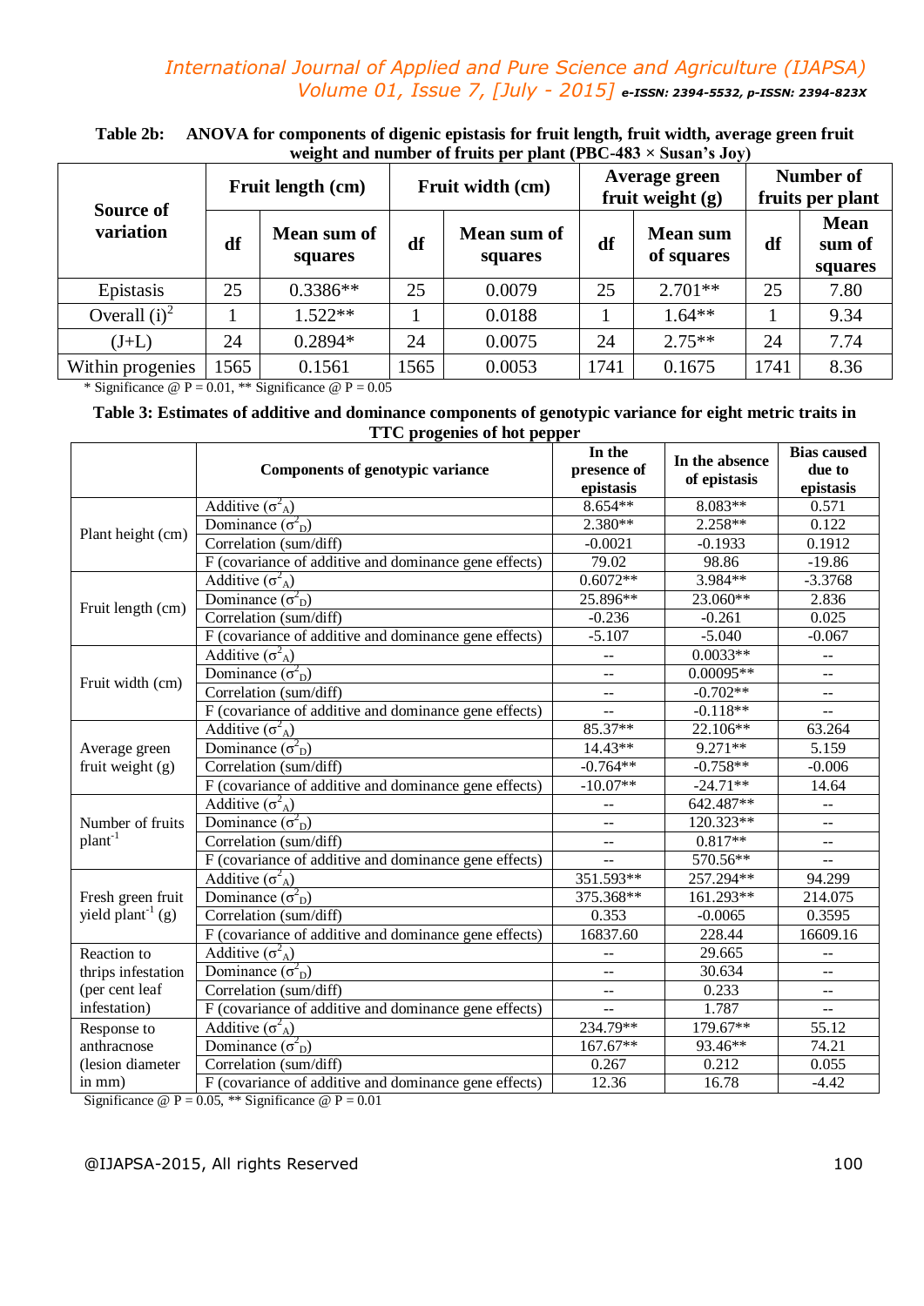**Table 2b: ANOVA for components of digenic epistasis for fruit length, fruit width, average green fruit weight and number of fruits per plant (PBC-483 × Susan's Joy)**

| Source of variation | Fruit length (cm) | | Fruit width (cm) | | Average green fruit weight (g) | | Number of fruits per plant | |
|---|---|---|---|---|---|---|---|---|
| | df | Mean sum of squares | df | Mean sum of squares | df | Mean sum of squares | df | Mean sum of squares |
| Epistasis | 25 | 0.3386** | 25 | 0.0079 | 25 | 2.701** | 25 | 7.80 |
| Overall (i)$^2$ | 1 | 1.522** | 1 | 0.0188 | 1 | 1.64** | 1 | 9.34 |
| (J+L) | 24 | 0.2894* | 24 | 0.0075 | 24 | 2.75** | 24 | 7.74 |
| Within progenies | 1565 | 0.1561 | 1565 | 0.0053 | 1741 | 0.1675 | 1741 | 8.36 |

\* Significance @ P = 0.01, ** Significance @ P = 0.05

**Table 3: Estimates of additive and dominance components of genotypic variance for eight metric traits in TTC progenies of hot pepper**

| | Components of genotypic variance | In the presence of epistasis | In the absence of epistasis | Bias caused due to epistasis |
|---|---|---|---|---|
| Plant height (cm) | Additive ($\sigma^2_A$) | 8.654** | 8.083** | 0.571 |
| | Dominance ($\sigma^2_D$) | 2.380** | 2.258** | 0.122 |
| | Correlation (sum/diff) | -0.0021 | -0.1933 | 0.1912 |
| | F (covariance of additive and dominance gene effects) | 79.02 | 98.86 | -19.86 |
| Fruit length (cm) | Additive ($\sigma^2_A$) | 0.6072** | 3.984** | -3.3768 |
| | Dominance ($\sigma^2_D$) | 25.896** | 23.060** | 2.836 |
| | Correlation (sum/diff) | -0.236 | -0.261 | 0.025 |
| | F (covariance of additive and dominance gene effects) | -5.107 | -5.040 | -0.067 |
| Fruit width (cm) | Additive ($\sigma^2_A$) | -- | 0.0033** | -- |
| | Dominance ($\sigma^2_D$) | -- | 0.00095** | -- |
| | Correlation (sum/diff) | -- | -0.702** | -- |
| | F (covariance of additive and dominance gene effects) | -- | -0.118** | -- |
| Average green fruit weight (g) | Additive ($\sigma^2_A$) | 85.37** | 22.106** | 63.264 |
| | Dominance ($\sigma^2_D$) | 14.43** | 9.271** | 5.159 |
| | Correlation (sum/diff) | -0.764** | -0.758** | -0.006 |
| | F (covariance of additive and dominance gene effects) | -10.07** | -24.71** | 14.64 |
| Number of fruits plant$^{-1}$ | Additive ($\sigma^2_A$) | -- | 642.487** | -- |
| | Dominance ($\sigma^2_D$) | -- | 120.323** | -- |
| | Correlation (sum/diff) | -- | 0.817** | -- |
| | F (covariance of additive and dominance gene effects) | -- | 570.56** | -- |
| Fresh green fruit yield plant$^{-1}$ (g) | Additive ($\sigma^2_A$) | 351.593** | 257.294** | 94.299 |
| | Dominance ($\sigma^2_D$) | 375.368** | 161.293** | 214.075 |
| | Correlation (sum/diff) | 0.353 | -0.0065 | 0.3595 |
| | F (covariance of additive and dominance gene effects) | 16837.60 | 228.44 | 16609.16 |
| Reaction to thrips infestation (per cent leaf infestation) | Additive ($\sigma^2_A$) | -- | 29.665 | -- |
| | Dominance ($\sigma^2_D$) | -- | 30.634 | -- |
| | Correlation (sum/diff) | -- | 0.233 | -- |
| | F (covariance of additive and dominance gene effects) | -- | 1.787 | -- |
| Response to anthracnose (lesion diameter in mm) | Additive ($\sigma^2_A$) | 234.79** | 179.67** | 55.12 |
| | Dominance ($\sigma^2_D$) | 167.67** | 93.46** | 74.21 |
| | Correlation (sum/diff) | 0.267 | 0.212 | 0.055 |
| | F (covariance of additive and dominance gene effects) | 12.36 | 16.78 | -4.42 |

Significance @ P = 0.05, ** Significance @ P = 0.01